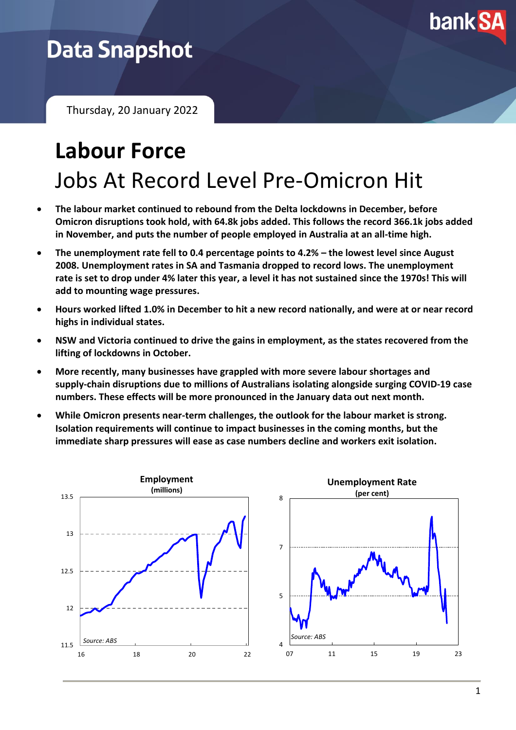# Data Snapshot

Thursday, 20 January 2022

# Labour Force

## Jobs At Record Level Pre-Omicron Hit

- **The labour market continued to rebound from the Delta lockdowns in December, before Omicron disruptions took hold, with 64.8k jobs added. This follows the record 366.1k jobs added in November, and puts the number of people employed in Australia at an all-time high.**
- **The unemployment rate fell to 0.4 percentage points to 4.2% – the lowest level since August 2008. Unemployment rates in SA and Tasmania dropped to record lows. The unemployment rate is set to drop under 4% later this year, a level it has not sustained since the 1970s! This will add to mounting wage pressures.**
- **Hours worked lifted 1.0% in December to hit a new record nationally, and were at or near record highs in individual states.**
- **NSW and Victoria continued to drive the gains in employment, as the states recovered from the lifting of lockdowns in October.**
- **More recently, many businesses have grappled with more severe labour shortages and supply-chain disruptions due to millions of Australians isolating alongside surging COVID-19 case numbers. These effects will be more pronounced in the January data out next month.**
- **While Omicron presents near-term challenges, the outlook for the labour market is strong. Isolation requirements will continue to impact businesses in the coming months, but the immediate sharp pressures will ease as case numbers decline and workers exit isolation.**

**Employment**
**(millions)**

*Source: ABS*

**Unemployment Rate**
**(per cent)**

*Source: ABS*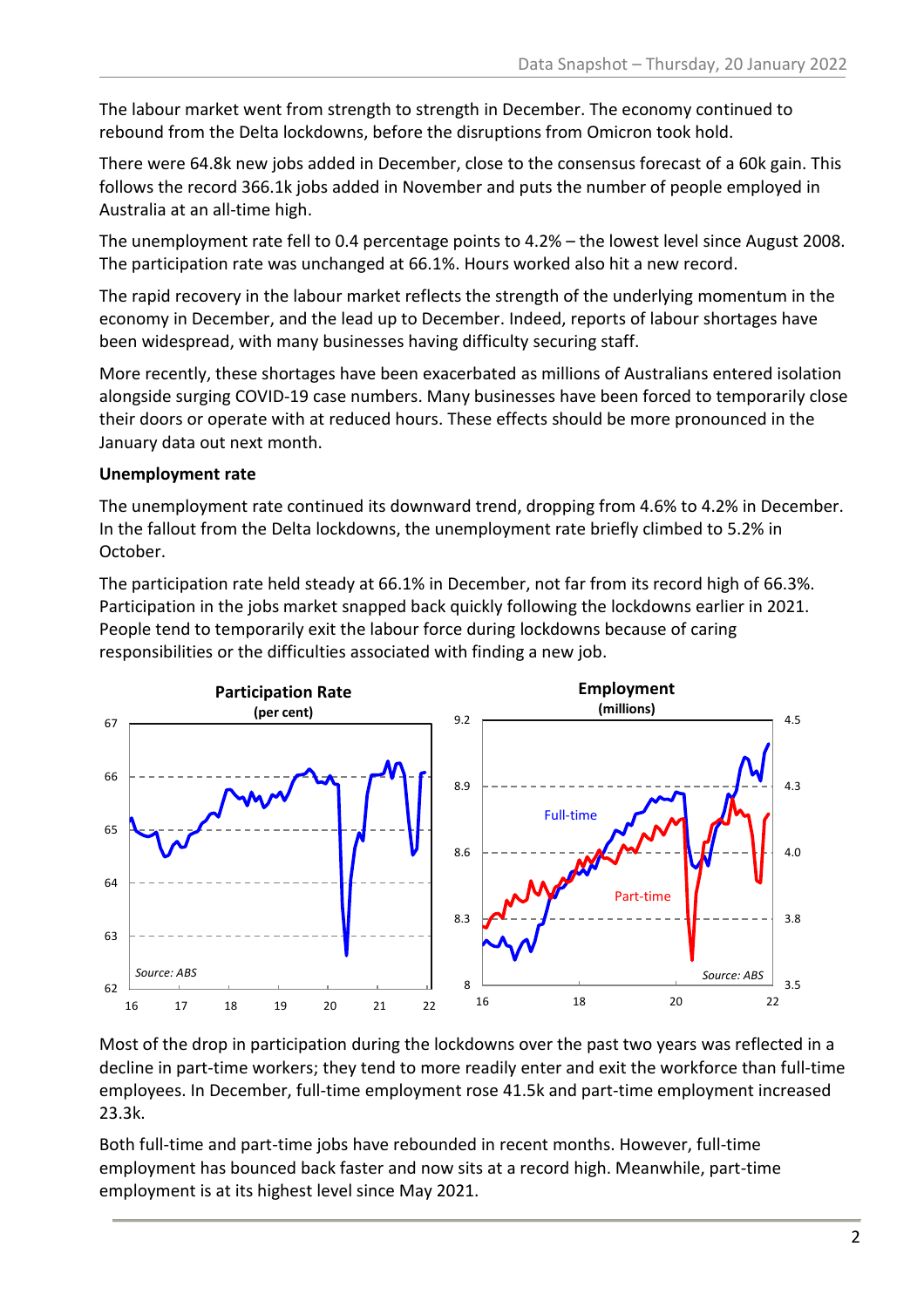The labour market went from strength to strength in December. The economy continued to rebound from the Delta lockdowns, before the disruptions from Omicron took hold.

There were 64.8k new jobs added in December, close to the consensus forecast of a 60k gain. This follows the record 366.1k jobs added in November and puts the number of people employed in Australia at an all-time high.

The unemployment rate fell to 0.4 percentage points to 4.2% – the lowest level since August 2008. The participation rate was unchanged at 66.1%. Hours worked also hit a new record.

The rapid recovery in the labour market reflects the strength of the underlying momentum in the economy in December, and the lead up to December. Indeed, reports of labour shortages have been widespread, with many businesses having difficulty securing staff.

More recently, these shortages have been exacerbated as millions of Australians entered isolation alongside surging COVID-19 case numbers. Many businesses have been forced to temporarily close their doors or operate with at reduced hours. These effects should be more pronounced in the January data out next month.

**Unemployment rate**

The unemployment rate continued its downward trend, dropping from 4.6% to 4.2% in December. In the fallout from the Delta lockdowns, the unemployment rate briefly climbed to 5.2% in October.

The participation rate held steady at 66.1% in December, not far from its record high of 66.3%. Participation in the jobs market snapped back quickly following the lockdowns earlier in 2021. People tend to temporarily exit the labour force during lockdowns because of caring responsibilities or the difficulties associated with finding a new job.

Most of the drop in participation during the lockdowns over the past two years was reflected in a decline in part-time workers; they tend to more readily enter and exit the workforce than full-time employees. In December, full-time employment rose 41.5k and part-time employment increased 23.3k.

Both full-time and part-time jobs have rebounded in recent months. However, full-time employment has bounced back faster and now sits at a record high. Meanwhile, part-time employment is at its highest level since May 2021.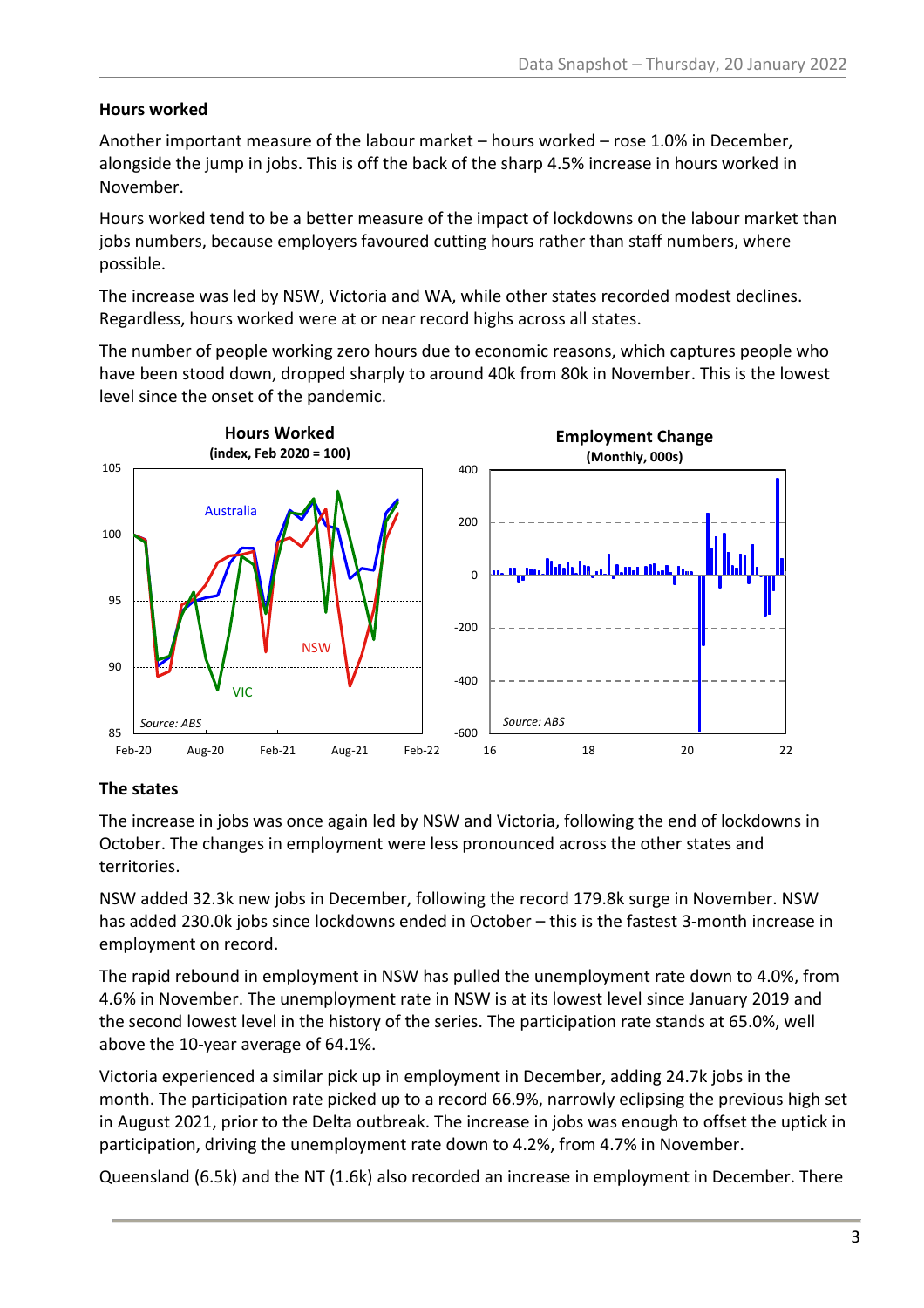### Hours worked

Another important measure of the labour market – hours worked – rose 1.0% in December, alongside the jump in jobs. This is off the back of the sharp 4.5% increase in hours worked in November.

Hours worked tend to be a better measure of the impact of lockdowns on the labour market than jobs numbers, because employers favoured cutting hours rather than staff numbers, where possible.

The increase was led by NSW, Victoria and WA, while other states recorded modest declines. Regardless, hours worked were at or near record highs across all states.

The number of people working zero hours due to economic reasons, which captures people who have been stood down, dropped sharply to around 40k from 80k in November. This is the lowest level since the onset of the pandemic.

### The states

The increase in jobs was once again led by NSW and Victoria, following the end of lockdowns in October. The changes in employment were less pronounced across the other states and territories.

NSW added 32.3k new jobs in December, following the record 179.8k surge in November. NSW has added 230.0k jobs since lockdowns ended in October – this is the fastest 3-month increase in employment on record.

The rapid rebound in employment in NSW has pulled the unemployment rate down to 4.0%, from 4.6% in November. The unemployment rate in NSW is at its lowest level since January 2019 and the second lowest level in the history of the series. The participation rate stands at 65.0%, well above the 10-year average of 64.1%.

Victoria experienced a similar pick up in employment in December, adding 24.7k jobs in the month. The participation rate picked up to a record 66.9%, narrowly eclipsing the previous high set in August 2021, prior to the Delta outbreak. The increase in jobs was enough to offset the uptick in participation, driving the unemployment rate down to 4.2%, from 4.7% in November.

Queensland (6.5k) and the NT (1.6k) also recorded an increase in employment in December. There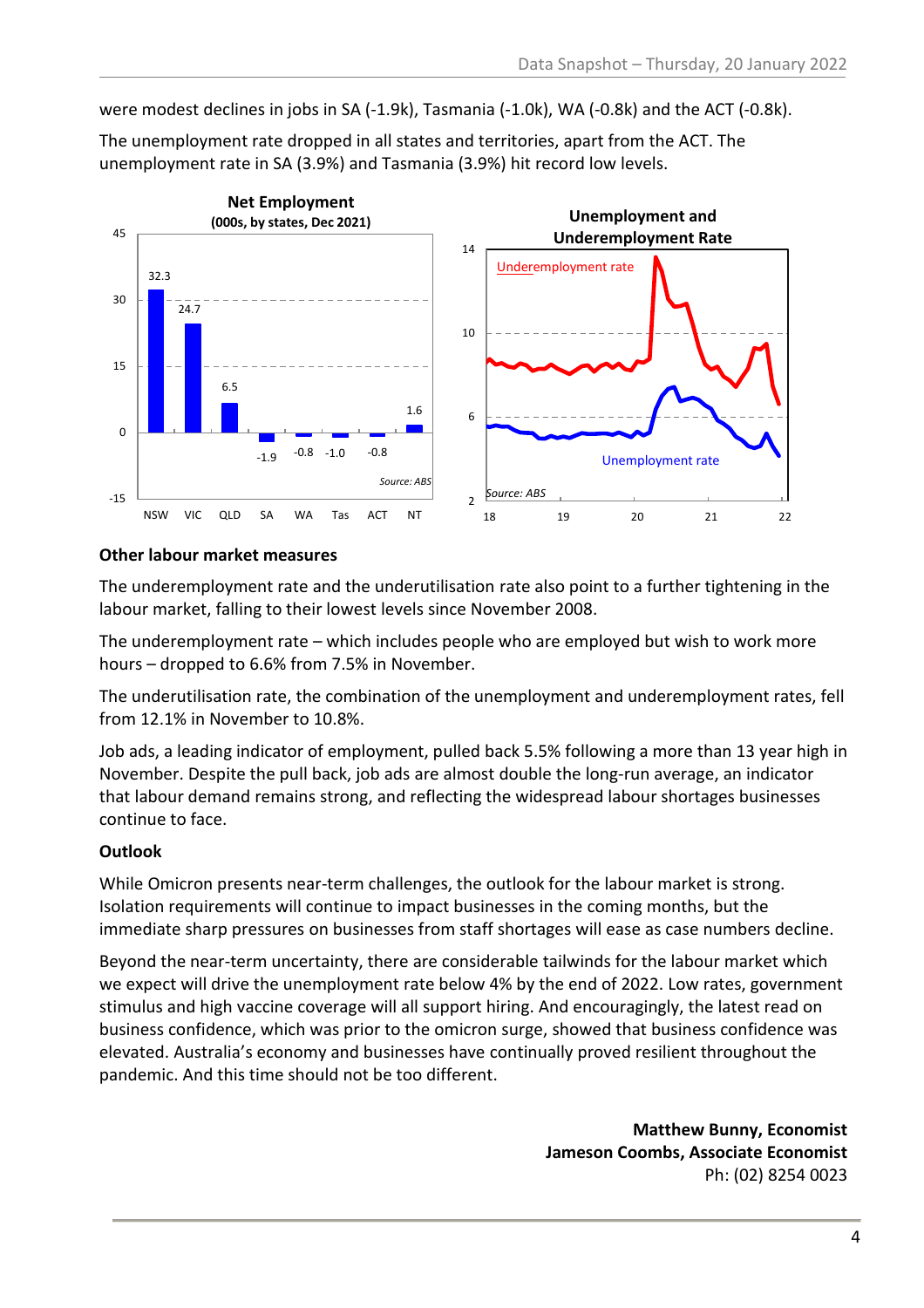were modest declines in jobs in SA (-1.9k), Tasmania (-1.0k), WA (-0.8k) and the ACT (-0.8k).

The unemployment rate dropped in all states and territories, apart from the ACT. The unemployment rate in SA (3.9%) and Tasmania (3.9%) hit record low levels.

**Net Employment (000s, by states, Dec 2021)**

| State | Net Employment |
|---|---|
| NSW | 32.3 |
| VIC | 24.7 |
| QLD | 6.5 |
| SA | -1.9 |
| WA | -0.8 |
| Tas | -1.0 |
| ACT | -0.8 |
| NT | 1.6 |

*Source: ABS*

**Unemployment and Underemployment Rate**

*Source: ABS*

### Other labour market measures

The underemployment rate and the underutilisation rate also point to a further tightening in the labour market, falling to their lowest levels since November 2008.

The underemployment rate – which includes people who are employed but wish to work more hours – dropped to 6.6% from 7.5% in November.

The underutilisation rate, the combination of the unemployment and underemployment rates, fell from 12.1% in November to 10.8%.

Job ads, a leading indicator of employment, pulled back 5.5% following a more than 13 year high in November. Despite the pull back, job ads are almost double the long-run average, an indicator that labour demand remains strong, and reflecting the widespread labour shortages businesses continue to face.

### Outlook

While Omicron presents near-term challenges, the outlook for the labour market is strong. Isolation requirements will continue to impact businesses in the coming months, but the immediate sharp pressures on businesses from staff shortages will ease as case numbers decline.

Beyond the near-term uncertainty, there are considerable tailwinds for the labour market which we expect will drive the unemployment rate below 4% by the end of 2022. Low rates, government stimulus and high vaccine coverage will all support hiring. And encouragingly, the latest read on business confidence, which was prior to the omicron surge, showed that business confidence was elevated. Australia's economy and businesses have continually proved resilient throughout the pandemic. And this time should not be too different.

**Matthew Bunny, Economist**
**Jameson Coombs, Associate Economist**
Ph: (02) 8254 0023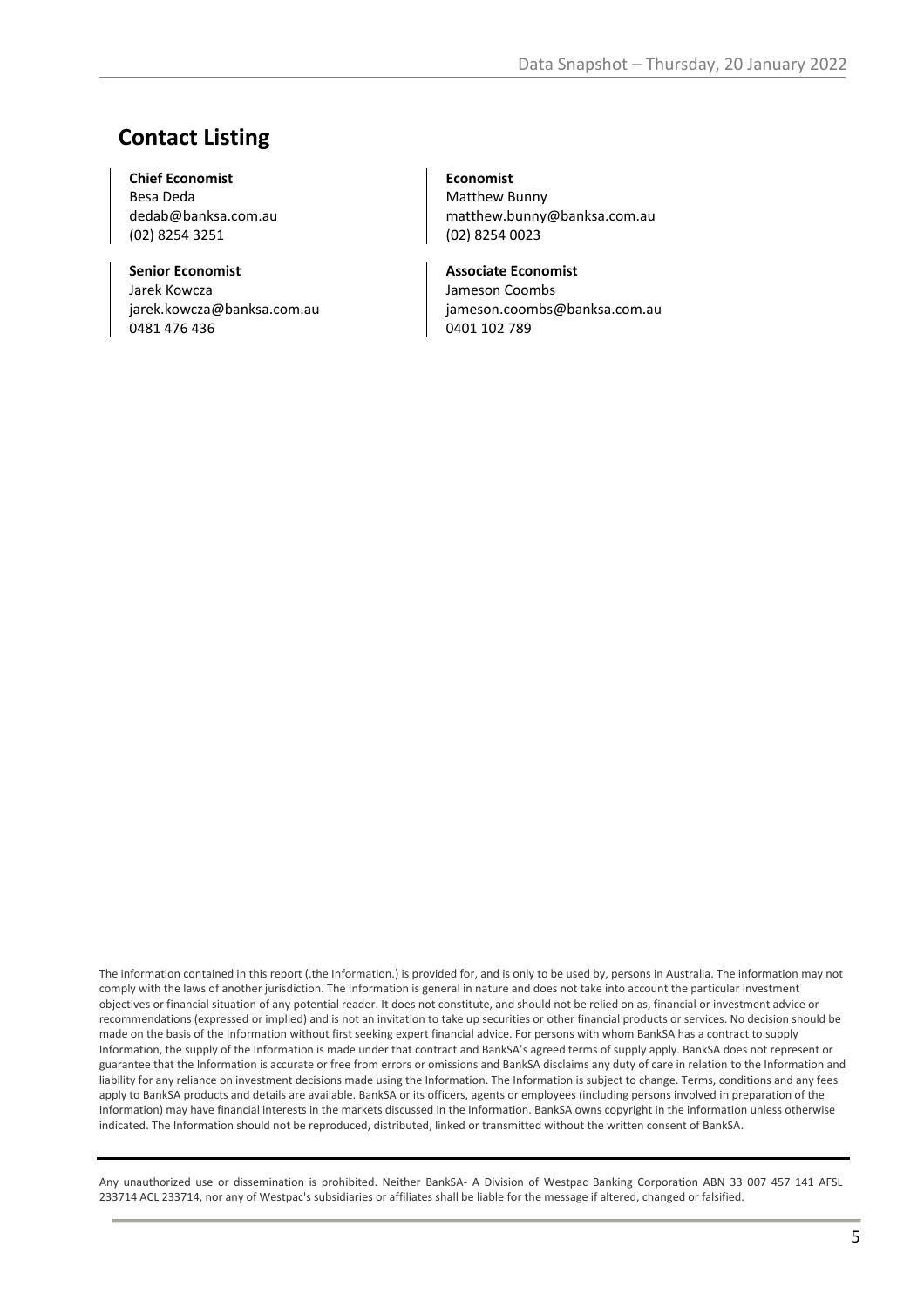## Contact Listing

**Chief Economist**
Besa Deda
dedab@banksa.com.au
(02) 8254 3251

**Senior Economist**
Jarek Kowcza
jarek.kowcza@banksa.com.au
0481 476 436

**Economist**
Matthew Bunny
matthew.bunny@banksa.com.au
(02) 8254 0023

**Associate Economist**
Jameson Coombs
jameson.coombs@banksa.com.au
0401 102 789

The information contained in this report (.the Information.) is provided for, and is only to be used by, persons in Australia. The information may not comply with the laws of another jurisdiction. The Information is general in nature and does not take into account the particular investment objectives or financial situation of any potential reader. It does not constitute, and should not be relied on as, financial or investment advice or recommendations (expressed or implied) and is not an invitation to take up securities or other financial products or services. No decision should be made on the basis of the Information without first seeking expert financial advice. For persons with whom BankSA has a contract to supply Information, the supply of the Information is made under that contract and BankSA's agreed terms of supply apply. BankSA does not represent or guarantee that the Information is accurate or free from errors or omissions and BankSA disclaims any duty of care in relation to the Information and liability for any reliance on investment decisions made using the Information. The Information is subject to change. Terms, conditions and any fees apply to BankSA products and details are available. BankSA or its officers, agents or employees (including persons involved in preparation of the Information) may have financial interests in the markets discussed in the Information. BankSA owns copyright in the information unless otherwise indicated. The Information should not be reproduced, distributed, linked or transmitted without the written consent of BankSA.

Any unauthorized use or dissemination is prohibited. Neither BankSA- A Division of Westpac Banking Corporation ABN 33 007 457 141 AFSL 233714 ACL 233714, nor any of Westpac's subsidiaries or affiliates shall be liable for the message if altered, changed or falsified.